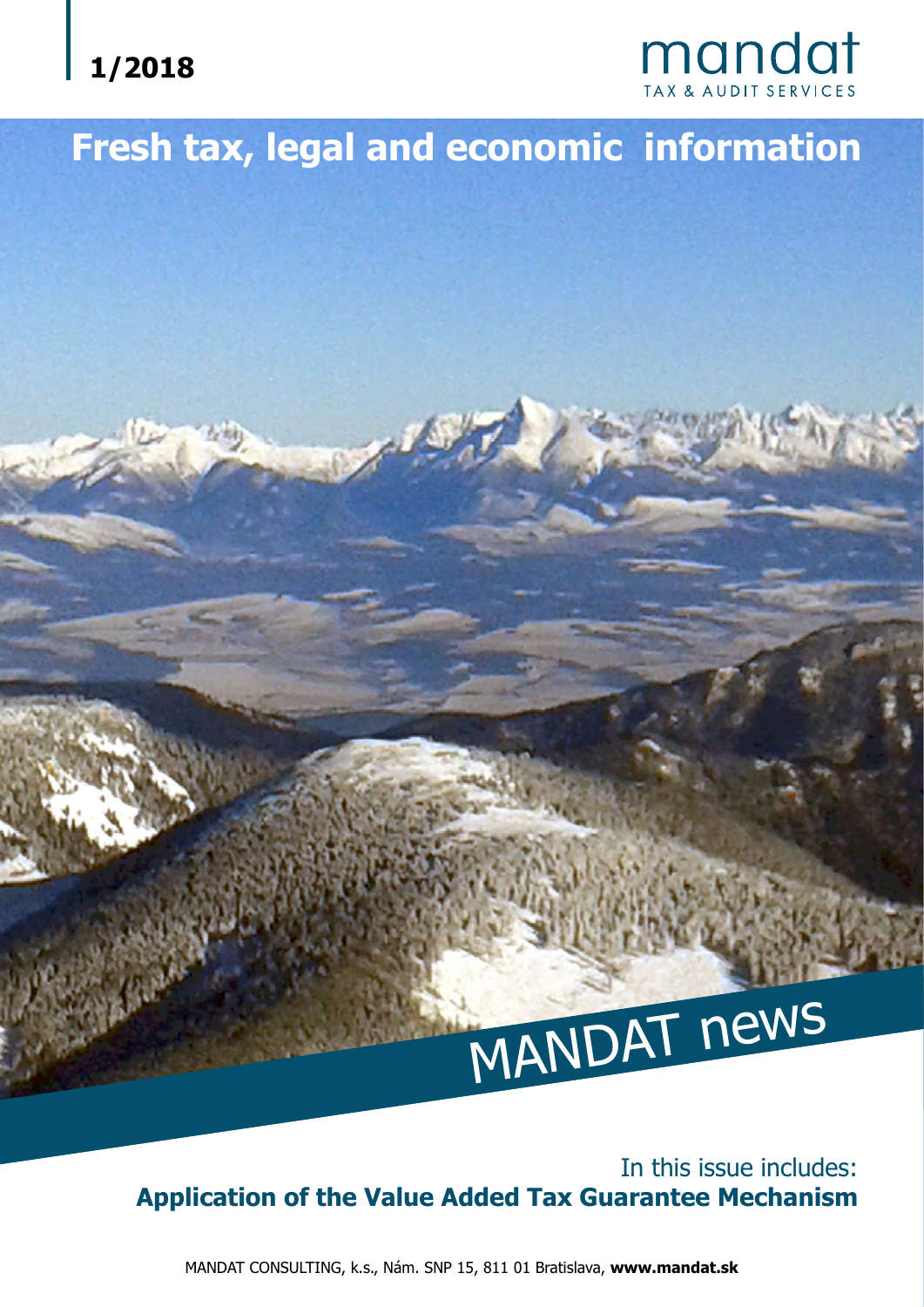**1/2018**

mandat
TAX & AUDIT SERVICES

# Fresh tax, legal and economic information

MANDAT news

In this issue includes:

**Application of the Value Added Tax Guarantee Mechanism**

MANDAT CONSULTING, k.s., Nám. SNP 15, 811 01 Bratislava, **www.mandat.sk**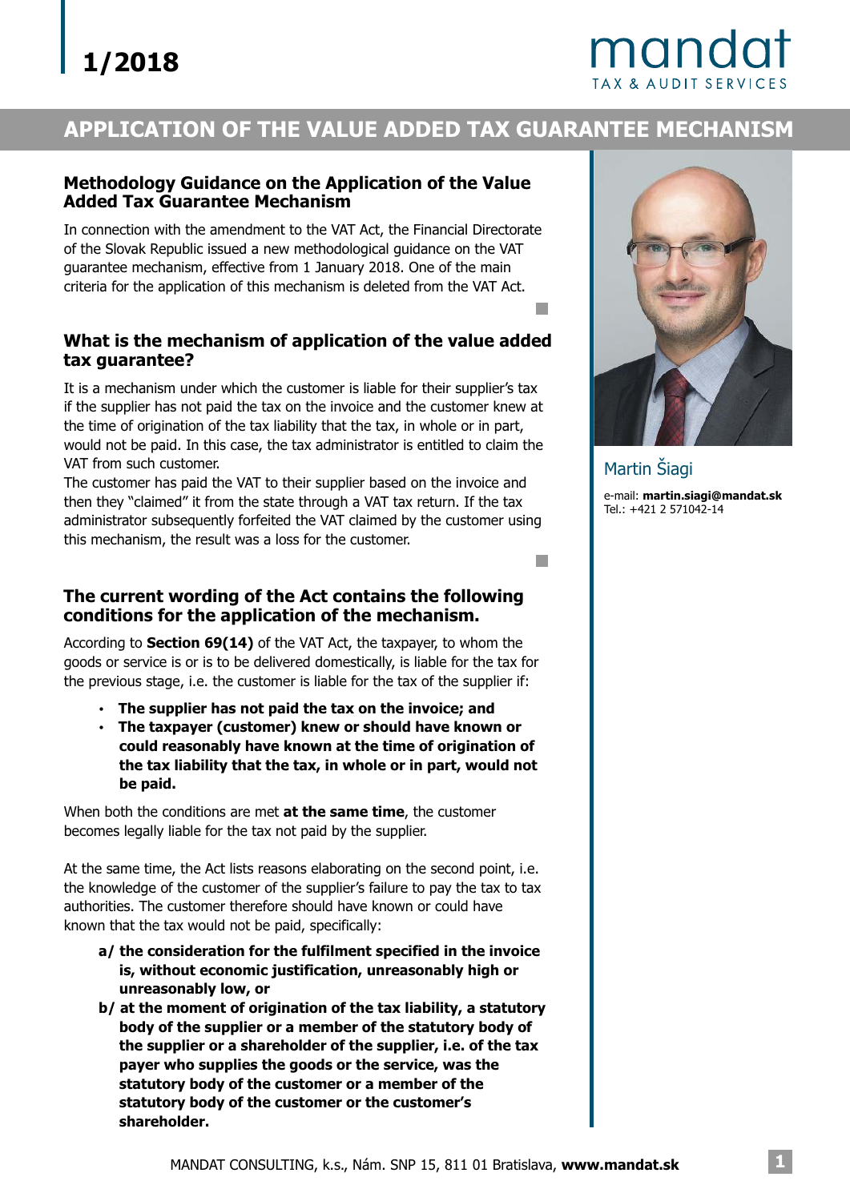# APPLICATION OF THE VALUE ADDED TAX GUARANTEE MECHANISM

## Methodology Guidance on the Application of the Value Added Tax Guarantee Mechanism

In connection with the amendment to the VAT Act, the Financial Directorate of the Slovak Republic issued a new methodological guidance on the VAT guarantee mechanism, effective from 1 January 2018. One of the main criteria for the application of this mechanism is deleted from the VAT Act.

## What is the mechanism of application of the value added tax guarantee?

It is a mechanism under which the customer is liable for their supplier's tax if the supplier has not paid the tax on the invoice and the customer knew at the time of origination of the tax liability that the tax, in whole or in part, would not be paid. In this case, the tax administrator is entitled to claim the VAT from such customer.

The customer has paid the VAT to their supplier based on the invoice and then they "claimed" it from the state through a VAT tax return. If the tax administrator subsequently forfeited the VAT claimed by the customer using this mechanism, the result was a loss for the customer.

## The current wording of the Act contains the following conditions for the application of the mechanism.

According to **Section 69(14)** of the VAT Act, the taxpayer, to whom the goods or service is or is to be delivered domestically, is liable for the tax for the previous stage, i.e. the customer is liable for the tax of the supplier if:

- **The supplier has not paid the tax on the invoice; and**
- **The taxpayer (customer) knew or should have known or could reasonably have known at the time of origination of the tax liability that the tax, in whole or in part, would not be paid.**

When both the conditions are met **at the same time**, the customer becomes legally liable for the tax not paid by the supplier.

At the same time, the Act lists reasons elaborating on the second point, i.e. the knowledge of the customer of the supplier's failure to pay the tax to tax authorities. The customer therefore should have known or could have known that the tax would not be paid, specifically:

**a/ the consideration for the fulfilment specified in the invoice is, without economic justification, unreasonably high or unreasonably low, or**

**b/ at the moment of origination of the tax liability, a statutory body of the supplier or a member of the statutory body of the supplier or a shareholder of the supplier, i.e. of the tax payer who supplies the goods or the service, was the statutory body of the customer or a member of the statutory body of the customer or the customer's shareholder.**

Martin Šiagi

e-mail: **martin.siagi@mandat.sk**
Tel.: +421 2 571042-14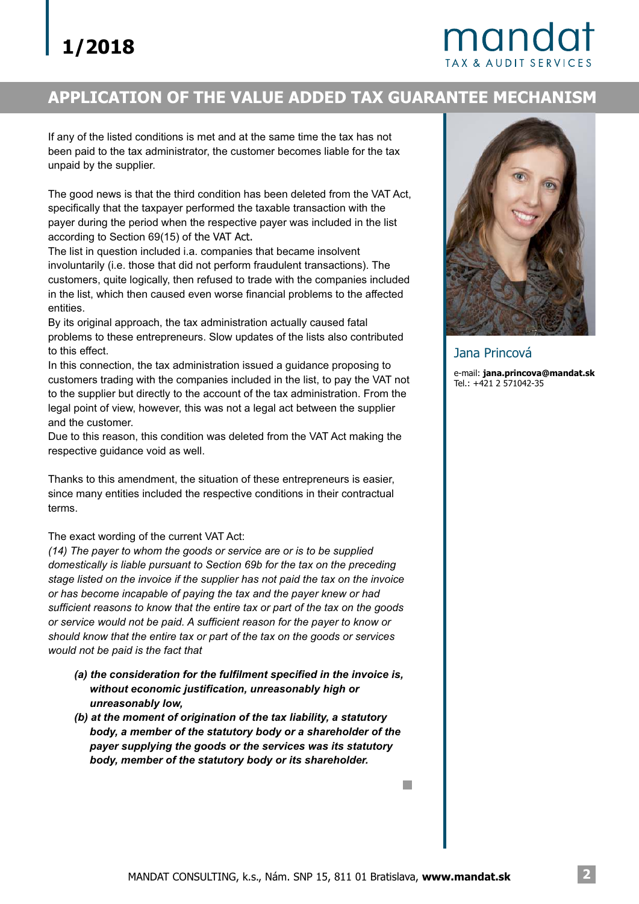## APPLICATION OF THE VALUE ADDED TAX GUARANTEE MECHANISM

If any of the listed conditions is met and at the same time the tax has not been paid to the tax administrator, the customer becomes liable for the tax unpaid by the supplier.

The good news is that the third condition has been deleted from the VAT Act, specifically that the taxpayer performed the taxable transaction with the payer during the period when the respective payer was included in the list according to Section 69(15) of the VAT Act.
The list in question included i.a. companies that became insolvent involuntarily (i.e. those that did not perform fraudulent transactions). The customers, quite logically, then refused to trade with the companies included in the list, which then caused even worse financial problems to the affected entities.
By its original approach, the tax administration actually caused fatal problems to these entrepreneurs. Slow updates of the lists also contributed to this effect.
In this connection, the tax administration issued a guidance proposing to customers trading with the companies included in the list, to pay the VAT not to the supplier but directly to the account of the tax administration. From the legal point of view, however, this was not a legal act between the supplier and the customer.
Due to this reason, this condition was deleted from the VAT Act making the respective guidance void as well.

Thanks to this amendment, the situation of these entrepreneurs is easier, since many entities included the respective conditions in their contractual terms.

The exact wording of the current VAT Act:
*(14) The payer to whom the goods or service are or is to be supplied domestically is liable pursuant to Section 69b for the tax on the preceding stage listed on the invoice if the supplier has not paid the tax on the invoice or has become incapable of paying the tax and the payer knew or had sufficient reasons to know that the entire tax or part of the tax on the goods or service would not be paid. A sufficient reason for the payer to know or should know that the entire tax or part of the tax on the goods or services would not be paid is the fact that*

- ***(a) the consideration for the fulfilment specified in the invoice is, without economic justification, unreasonably high or unreasonably low,***
- ***(b) at the moment of origination of the tax liability, a statutory body, a member of the statutory body or a shareholder of the payer supplying the goods or the services was its statutory body, member of the statutory body or its shareholder.***

Jana Princová

e-mail: **jana.princova@mandat.sk**
Tel.: +421 2 571042-35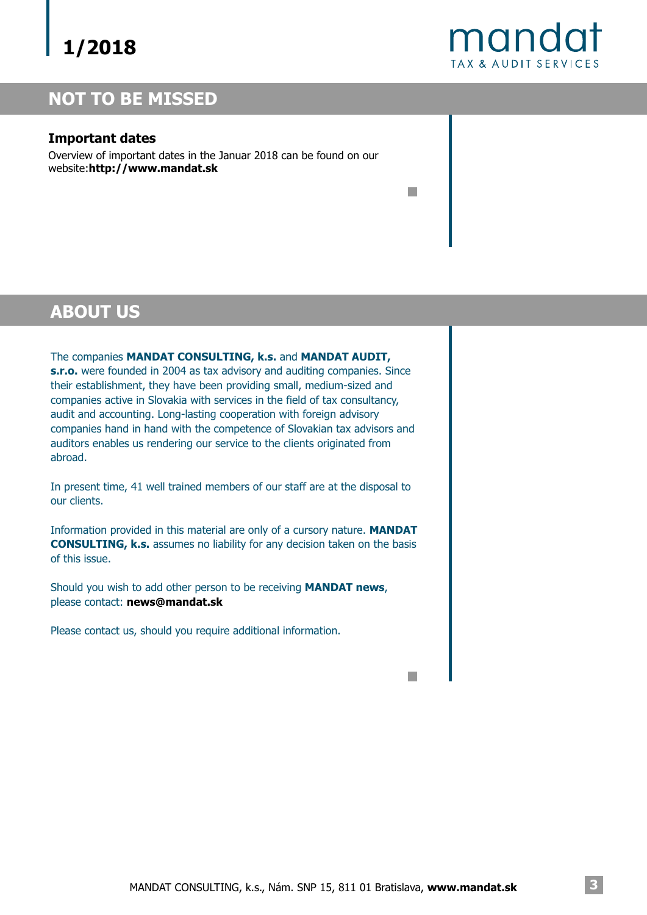## NOT TO BE MISSED

### Important dates

Overview of important dates in the Januar 2018 can be found on our website:**http://www.mandat.sk**

## ABOUT US

The companies **MANDAT CONSULTING, k.s.** and **MANDAT AUDIT, s.r.o.** were founded in 2004 as tax advisory and auditing companies. Since their establishment, they have been providing small, medium-sized and companies active in Slovakia with services in the field of tax consultancy, audit and accounting. Long-lasting cooperation with foreign advisory companies hand in hand with the competence of Slovakian tax advisors and auditors enables us rendering our service to the clients originated from abroad.

In present time, 41 well trained members of our staff are at the disposal to our clients.

Information provided in this material are only of a cursory nature. **MANDAT CONSULTING, k.s.** assumes no liability for any decision taken on the basis of this issue.

Should you wish to add other person to be receiving **MANDAT news**, please contact: **news@mandat.sk**

Please contact us, should you require additional information.